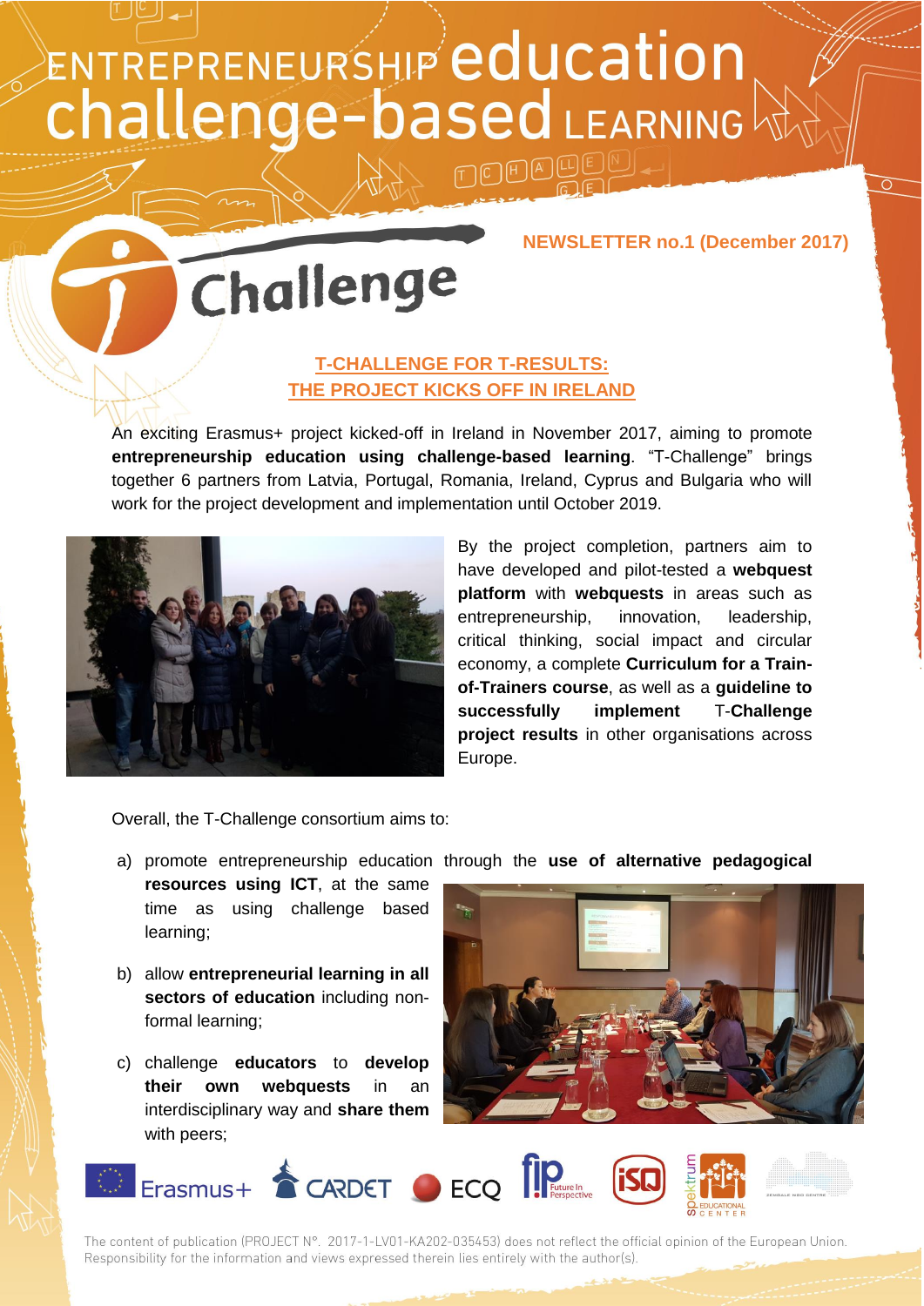# ENTREPRENEURSHIP education challenge-based LEARNING

**NEWSLETTER no.1 (December 2017)**

T-Challenge

## T-CHALLENGE FOR T-RESULTS: THE PROJECT KICKS OFF IN IRELAND

An exciting Erasmus+ project kicked-off in Ireland in November 2017, aiming to promote **entrepreneurship education using challenge-based learning**. "T-Challenge" brings together 6 partners from Latvia, Portugal, Romania, Ireland, Cyprus and Bulgaria who will work for the project development and implementation until October 2019.

By the project completion, partners aim to have developed and pilot-tested a **webquest platform** with **webquests** in areas such as entrepreneurship, innovation, leadership, critical thinking, social impact and circular economy, a complete **Curriculum for a Train-of-Trainers course**, as well as a **guideline to successfully implement** T-**Challenge project results** in other organisations across Europe.

Overall, the T-Challenge consortium aims to:

a) promote entrepreneurship education through the **use of alternative pedagogical resources using ICT**, at the same time as using challenge based learning;

b) allow **entrepreneurial learning in all sectors of education** including non-formal learning;

c) challenge **educators** to **develop their own webquests** in an interdisciplinary way and **share them** with peers;

Erasmus+ CARDET ECQ fip Future In Perspective iSQ spektrum EDUCATIONAL CENTER ZEMGALE NGO CENTRE

The content of publication (PROJECT N°. 2017-1-LV01-KA202-035453) does not reflect the official opinion of the European Union. Responsibility for the information and views expressed therein lies entirely with the author(s).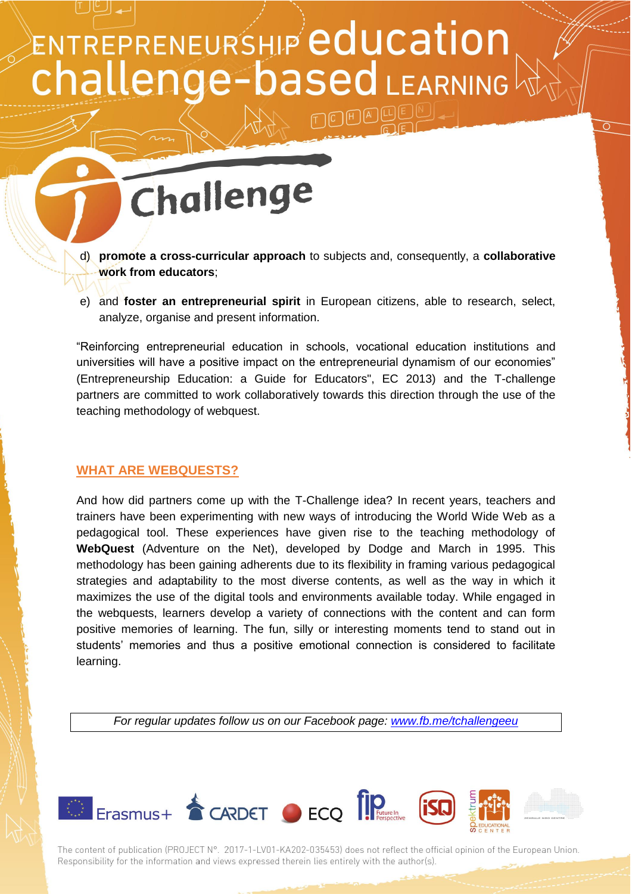d) **promote a cross-curricular approach** to subjects and, consequently, a **collaborative work from educators**;

e) and **foster an entrepreneurial spirit** in European citizens, able to research, select, analyze, organise and present information.

"Reinforcing entrepreneurial education in schools, vocational education institutions and universities will have a positive impact on the entrepreneurial dynamism of our economies" (Entrepreneurship Education: a Guide for Educators", EC 2013) and the T-challenge partners are committed to work collaboratively towards this direction through the use of the teaching methodology of webquest.

## WHAT ARE WEBQUESTS?

And how did partners come up with the T-Challenge idea? In recent years, teachers and trainers have been experimenting with new ways of introducing the World Wide Web as a pedagogical tool. These experiences have given rise to the teaching methodology of **WebQuest** (Adventure on the Net), developed by Dodge and March in 1995. This methodology has been gaining adherents due to its flexibility in framing various pedagogical strategies and adaptability to the most diverse contents, as well as the way in which it maximizes the use of the digital tools and environments available today. While engaged in the webquests, learners develop a variety of connections with the content and can form positive memories of learning. The fun, silly or interesting moments tend to stand out in students' memories and thus a positive emotional connection is considered to facilitate learning.

*For regular updates follow us on our Facebook page: [www.fb.me/tchallengeeu](www.fb.me/tchallengeeu)*

The content of publication (PROJECT N°. 2017-1-LV01-KA202-035453) does not reflect the official opinion of the European Union. Responsibility for the information and views expressed therein lies entirely with the author(s).